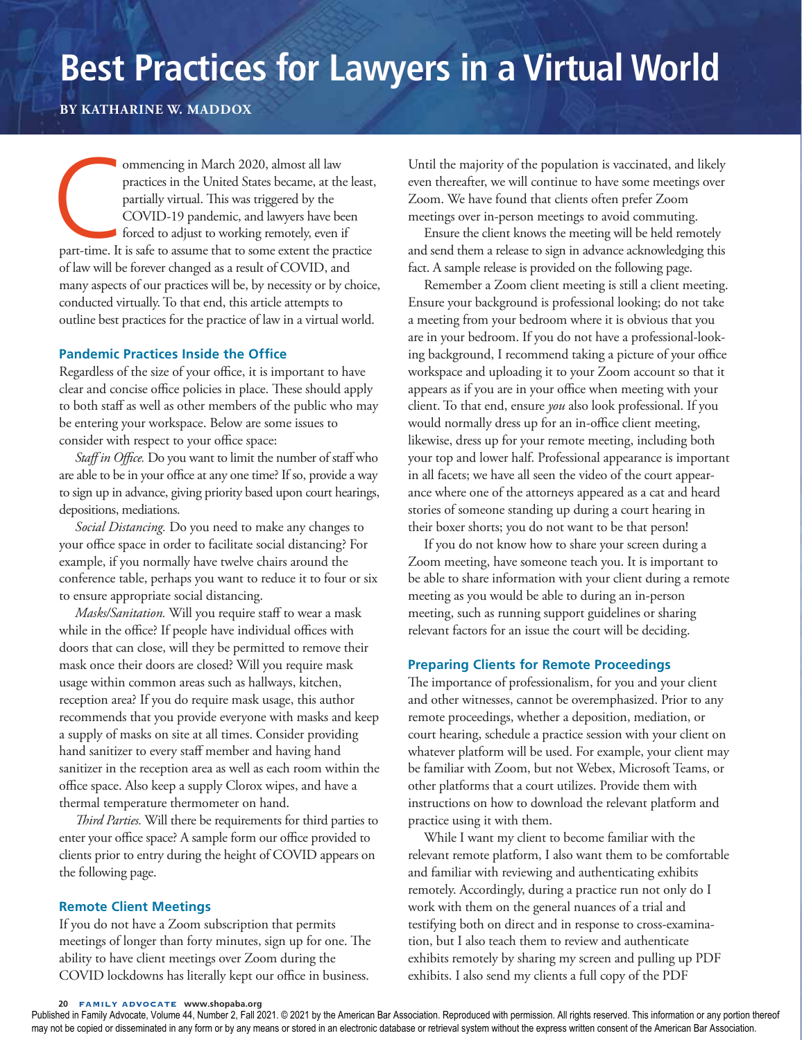# Best Practices for Lawyers in a Virtual World

BY KATHARINE W. MADDOX

Commencing in March 2020, almost all law practices in the United States became, at the least, partially virtual. This was triggered by the COVID-19 pandemic, and lawyers have been forced to adjust to working remotely, even if part-time. It is safe to assume that to some extent the practice of law will be forever changed as a result of COVID, and many aspects of our practices will be, by necessity or by choice, conducted virtually. To that end, this article attempts to outline best practices for the practice of law in a virtual world.

### Pandemic Practices Inside the Office

Regardless of the size of your office, it is important to have clear and concise office policies in place. These should apply to both staff as well as other members of the public who may be entering your workspace. Below are some issues to consider with respect to your office space:

*Staff in Office.* Do you want to limit the number of staff who are able to be in your office at any one time? If so, provide a way to sign up in advance, giving priority based upon court hearings, depositions, mediations.

*Social Distancing.* Do you need to make any changes to your office space in order to facilitate social distancing? For example, if you normally have twelve chairs around the conference table, perhaps you want to reduce it to four or six to ensure appropriate social distancing.

*Masks/Sanitation.* Will you require staff to wear a mask while in the office? If people have individual offices with doors that can close, will they be permitted to remove their mask once their doors are closed? Will you require mask usage within common areas such as hallways, kitchen, reception area? If you do require mask usage, this author recommends that you provide everyone with masks and keep a supply of masks on site at all times. Consider providing hand sanitizer to every staff member and having hand sanitizer in the reception area as well as each room within the office space. Also keep a supply Clorox wipes, and have a thermal temperature thermometer on hand.

*Third Parties.* Will there be requirements for third parties to enter your office space? A sample form our office provided to clients prior to entry during the height of COVID appears on the following page.

### Remote Client Meetings

If you do not have a Zoom subscription that permits meetings of longer than forty minutes, sign up for one. The ability to have client meetings over Zoom during the COVID lockdowns has literally kept our office in business. Until the majority of the population is vaccinated, and likely even thereafter, we will continue to have some meetings over Zoom. We have found that clients often prefer Zoom meetings over in-person meetings to avoid commuting.

Ensure the client knows the meeting will be held remotely and send them a release to sign in advance acknowledging this fact. A sample release is provided on the following page.

Remember a Zoom client meeting is still a client meeting. Ensure your background is professional looking; do not take a meeting from your bedroom where it is obvious that you are in your bedroom. If you do not have a professional-looking background, I recommend taking a picture of your office workspace and uploading it to your Zoom account so that it appears as if you are in your office when meeting with your client. To that end, ensure *you* also look professional. If you would normally dress up for an in-office client meeting, likewise, dress up for your remote meeting, including both your top and lower half. Professional appearance is important in all facets; we have all seen the video of the court appearance where one of the attorneys appeared as a cat and heard stories of someone standing up during a court hearing in their boxer shorts; you do not want to be that person!

If you do not know how to share your screen during a Zoom meeting, have someone teach you. It is important to be able to share information with your client during a remote meeting as you would be able to during an in-person meeting, such as running support guidelines or sharing relevant factors for an issue the court will be deciding.

### Preparing Clients for Remote Proceedings

The importance of professionalism, for you and your client and other witnesses, cannot be overemphasized. Prior to any remote proceedings, whether a deposition, mediation, or court hearing, schedule a practice session with your client on whatever platform will be used. For example, your client may be familiar with Zoom, but not Webex, Microsoft Teams, or other platforms that a court utilizes. Provide them with instructions on how to download the relevant platform and practice using it with them.

While I want my client to become familiar with the relevant remote platform, I also want them to be comfortable and familiar with reviewing and authenticating exhibits remotely. Accordingly, during a practice run not only do I work with them on the general nuances of a trial and testifying both on direct and in response to cross-examination, but I also teach them to review and authenticate exhibits remotely by sharing my screen and pulling up PDF exhibits. I also send my clients a full copy of the PDF

Published in Family Advocate, Volume 44, Number 2, Fall 2021. © 2021 by the American Bar Association. Reproduced with permission. All rights reserved. This information or any portion thereof may not be copied or disseminated in any form or by any means or stored in an electronic database or retrieval system without the express written consent of the American Bar Association.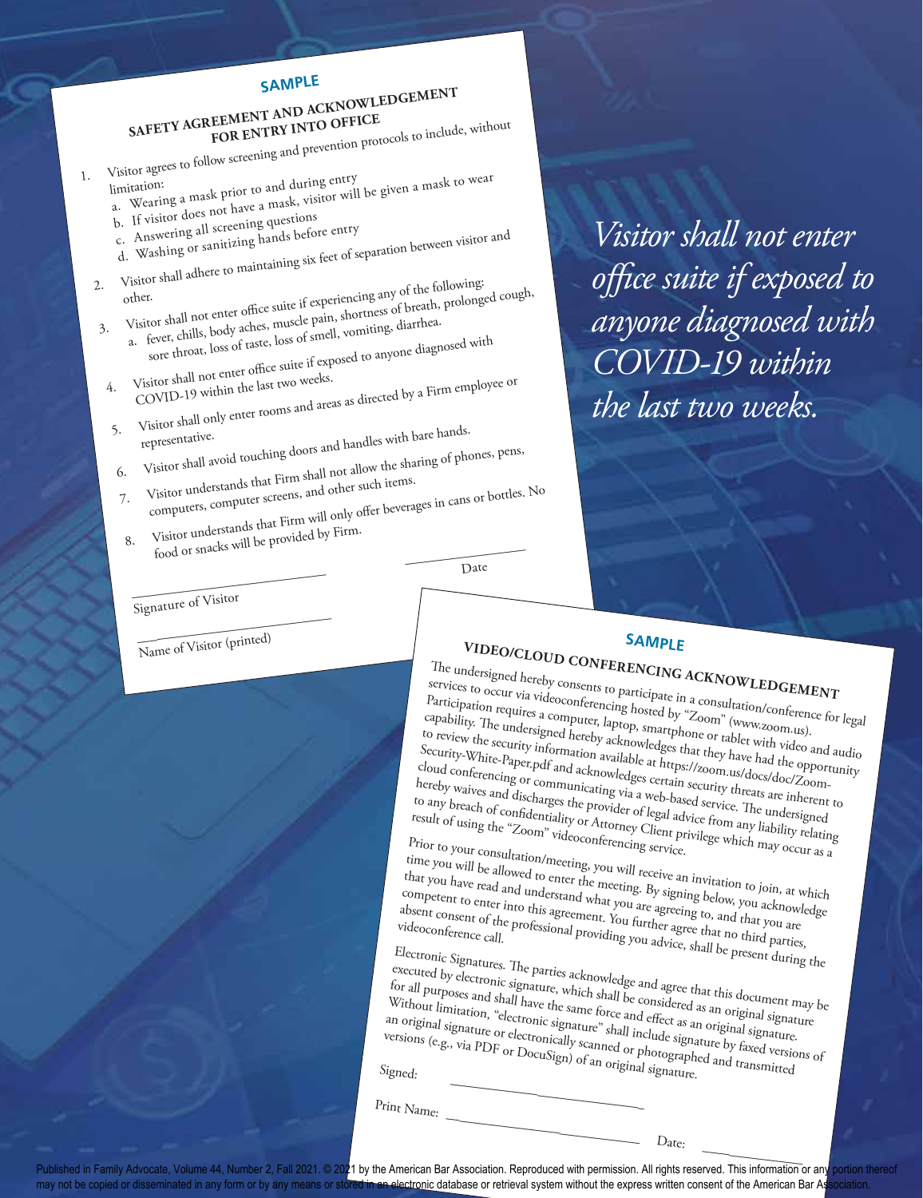SAMPLE

## SAFETY AGREEMENT AND ACKNOWLEDGEMENT FOR ENTRY INTO OFFICE

1. Visitor agrees to follow screening and prevention protocols to include, without limitation:
   a. Wearing a mask prior to and during entry
   b. If visitor does not have a mask, visitor will be given a mask to wear
   c. Answering all screening questions
   d. Washing or sanitizing hands before entry
2. Visitor shall adhere to maintaining six feet of separation between visitor and other.
3. Visitor shall not enter office suite if experiencing any of the following:
   a. fever, chills, body aches, muscle pain, shortness of breath, prolonged cough, sore throat, loss of taste, loss of smell, vomiting, diarrhea.
4. Visitor shall not enter office suite if exposed to anyone diagnosed with COVID-19 within the last two weeks.
5. Visitor shall only enter rooms and areas as directed by a Firm employee or representative.
6. Visitor shall avoid touching doors and handles with bare hands.
7. Visitor understands that Firm shall not allow the sharing of phones, pens, computers, computer screens, and other such items.
8. Visitor understands that Firm will only offer beverages in cans or bottles. No food or snacks will be provided by Firm.

\_\_\_\_\_\_\_\_\_\_\_\_\_\_\_\_\_\_\_\_ Date

\_\_\_\_\_\_\_\_\_\_\_\_\_\_\_\_\_\_\_\_ Signature of Visitor

\_\_\_\_\_\_\_\_\_\_\_\_\_\_\_\_\_\_\_\_ Name of Visitor (printed)

*Visitor shall not enter office suite if exposed to anyone diagnosed with COVID-19 within the last two weeks.*

SAMPLE

## VIDEO/CLOUD CONFERENCING ACKNOWLEDGEMENT

The undersigned hereby consents to participate in a consultation/conference for legal services to occur via videoconferencing hosted by "Zoom" (www.zoom.us). Participation requires a computer, laptop, smartphone or tablet with video and audio capability. The undersigned hereby acknowledges that they have had the opportunity to review the security information available at https://zoom.us/docs/doc/Zoom-Security-White-Paper.pdf and acknowledges certain security threats are inherent to cloud conferencing or communicating via a web-based service. The undersigned hereby waives and discharges the provider of legal advice from any liability relating to any breach of confidentiality or Attorney Client privilege which may occur as a result of using the "Zoom" videoconferencing service.

Prior to your consultation/meeting, you will receive an invitation to join, at which time you will be allowed to enter the meeting. By signing below, you acknowledge that you have read and understand what you are agreeing to, and that you are competent to enter into this agreement. You further agree that no third parties, absent consent of the professional providing you advice, shall be present during the videoconference call.

Electronic Signatures. The parties acknowledge and agree that this document may be executed by electronic signature, which shall be considered as an original signature for all purposes and shall have the same force and effect as an original signature. Without limitation, "electronic signature" shall include signature by faxed versions of an original signature or electronically scanned or photographed and transmitted versions (e.g., via PDF or DocuSign) of an original signature.

Signed: \_\_\_\_\_\_\_\_\_\_\_\_\_\_\_\_\_\_\_\_

Print Name: \_\_\_\_\_\_\_\_\_\_\_\_\_\_\_\_\_\_\_\_ Date: \_\_\_\_\_\_\_\_\_\_

Published in Family Advocate, Volume 44, Number 2, Fall 2021. © 2021 by the American Bar Association. Reproduced with permission. All rights reserved. This information or any portion thereof may not be copied or disseminated in any form or by any means or stored in an electronic database or retrieval system without the express written consent of the American Bar Association.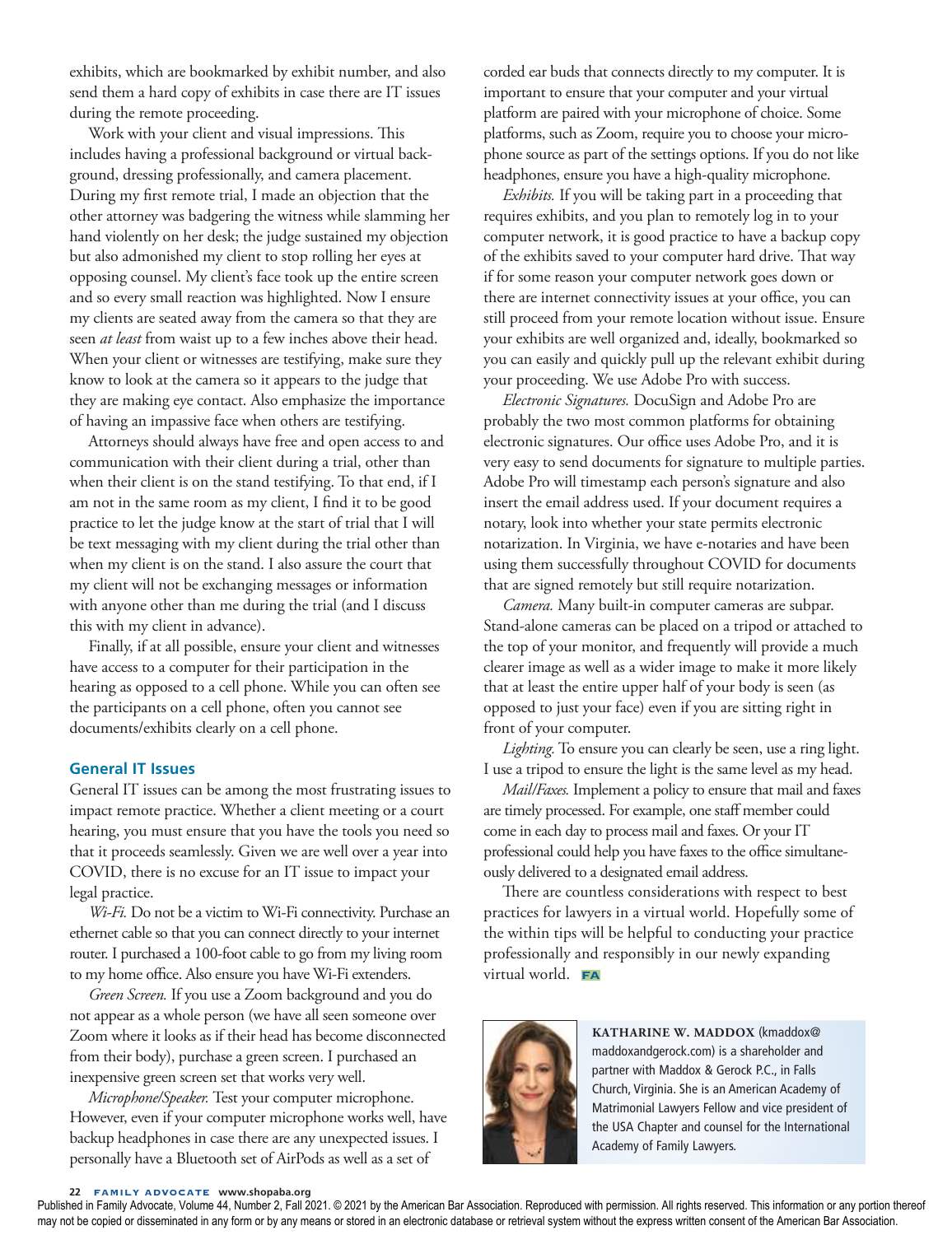exhibits, which are bookmarked by exhibit number, and also send them a hard copy of exhibits in case there are IT issues during the remote proceeding.

Work with your client and visual impressions. This includes having a professional background or virtual background, dressing professionally, and camera placement. During my first remote trial, I made an objection that the other attorney was badgering the witness while slamming her hand violently on her desk; the judge sustained my objection but also admonished my client to stop rolling her eyes at opposing counsel. My client's face took up the entire screen and so every small reaction was highlighted. Now I ensure my clients are seated away from the camera so that they are seen *at least* from waist up to a few inches above their head. When your client or witnesses are testifying, make sure they know to look at the camera so it appears to the judge that they are making eye contact. Also emphasize the importance of having an impassive face when others are testifying.

Attorneys should always have free and open access to and communication with their client during a trial, other than when their client is on the stand testifying. To that end, if I am not in the same room as my client, I find it to be good practice to let the judge know at the start of trial that I will be text messaging with my client during the trial other than when my client is on the stand. I also assure the court that my client will not be exchanging messages or information with anyone other than me during the trial (and I discuss this with my client in advance).

Finally, if at all possible, ensure your client and witnesses have access to a computer for their participation in the hearing as opposed to a cell phone. While you can often see the participants on a cell phone, often you cannot see documents/exhibits clearly on a cell phone.

## General IT Issues

General IT issues can be among the most frustrating issues to impact remote practice. Whether a client meeting or a court hearing, you must ensure that you have the tools you need so that it proceeds seamlessly. Given we are well over a year into COVID, there is no excuse for an IT issue to impact your legal practice.

*Wi-Fi.* Do not be a victim to Wi-Fi connectivity. Purchase an ethernet cable so that you can connect directly to your internet router. I purchased a 100-foot cable to go from my living room to my home office. Also ensure you have Wi-Fi extenders.

*Green Screen.* If you use a Zoom background and you do not appear as a whole person (we have all seen someone over Zoom where it looks as if their head has become disconnected from their body), purchase a green screen. I purchased an inexpensive green screen set that works very well.

*Microphone/Speaker.* Test your computer microphone. However, even if your computer microphone works well, have backup headphones in case there are any unexpected issues. I personally have a Bluetooth set of AirPods as well as a set of corded ear buds that connects directly to my computer. It is important to ensure that your computer and your virtual platform are paired with your microphone of choice. Some platforms, such as Zoom, require you to choose your microphone source as part of the settings options. If you do not like headphones, ensure you have a high-quality microphone.

*Exhibits.* If you will be taking part in a proceeding that requires exhibits, and you plan to remotely log in to your computer network, it is good practice to have a backup copy of the exhibits saved to your computer hard drive. That way if for some reason your computer network goes down or there are internet connectivity issues at your office, you can still proceed from your remote location without issue. Ensure your exhibits are well organized and, ideally, bookmarked so you can easily and quickly pull up the relevant exhibit during your proceeding. We use Adobe Pro with success.

*Electronic Signatures.* DocuSign and Adobe Pro are probably the two most common platforms for obtaining electronic signatures. Our office uses Adobe Pro, and it is very easy to send documents for signature to multiple parties. Adobe Pro will timestamp each person's signature and also insert the email address used. If your document requires a notary, look into whether your state permits electronic notarization. In Virginia, we have e-notaries and have been using them successfully throughout COVID for documents that are signed remotely but still require notarization.

*Camera.* Many built-in computer cameras are subpar. Stand-alone cameras can be placed on a tripod or attached to the top of your monitor, and frequently will provide a much clearer image as well as a wider image to make it more likely that at least the entire upper half of your body is seen (as opposed to just your face) even if you are sitting right in front of your computer.

*Lighting.* To ensure you can clearly be seen, use a ring light. I use a tripod to ensure the light is the same level as my head.

*Mail/Faxes.* Implement a policy to ensure that mail and faxes are timely processed. For example, one staff member could come in each day to process mail and faxes. Or your IT professional could help you have faxes to the office simultaneously delivered to a designated email address.

There are countless considerations with respect to best practices for lawyers in a virtual world. Hopefully some of the within tips will be helpful to conducting your practice professionally and responsibly in our newly expanding virtual world. FA

**KATHARINE W. MADDOX** (kmaddox@maddoxandgerock.com) is a shareholder and partner with Maddox & Gerock P.C., in Falls Church, Virginia. She is an American Academy of Matrimonial Lawyers Fellow and vice president of the USA Chapter and counsel for the International Academy of Family Lawyers.

Published in Family Advocate, Volume 44, Number 2, Fall 2021. © 2021 by the American Bar Association. Reproduced with permission. All rights reserved. This information or any portion thereof may not be copied or disseminated in any form or by any means or stored in an electronic database or retrieval system without the express written consent of the American Bar Association.